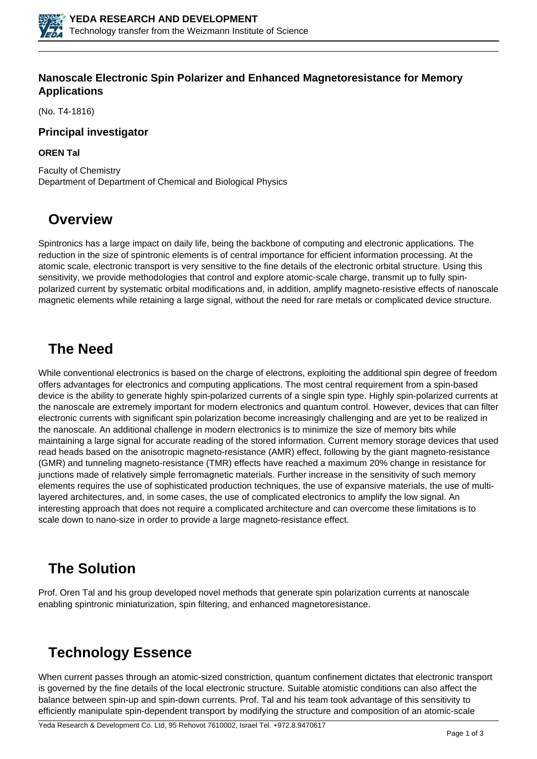### Nanoscale Electronic Spin Polarizer and Enhanced Magnetoresistance for Memory Applications

(No. T4-1816)

#### Principal investigator

**OREN Tal**

Faculty of Chemistry
Department of Department of Chemical and Biological Physics

## Overview

Spintronics has a large impact on daily life, being the backbone of computing and electronic applications. The reduction in the size of spintronic elements is of central importance for efficient information processing. At the atomic scale, electronic transport is very sensitive to the fine details of the electronic orbital structure. Using this sensitivity, we provide methodologies that control and explore atomic-scale charge, transmit up to fully spin-polarized current by systematic orbital modifications and, in addition, amplify magneto-resistive effects of nanoscale magnetic elements while retaining a large signal, without the need for rare metals or complicated device structure.

## The Need

While conventional electronics is based on the charge of electrons, exploiting the additional spin degree of freedom offers advantages for electronics and computing applications. The most central requirement from a spin-based device is the ability to generate highly spin-polarized currents of a single spin type. Highly spin-polarized currents at the nanoscale are extremely important for modern electronics and quantum control. However, devices that can filter electronic currents with significant spin polarization become increasingly challenging and are yet to be realized in the nanoscale. An additional challenge in modern electronics is to minimize the size of memory bits while maintaining a large signal for accurate reading of the stored information. Current memory storage devices that used read heads based on the anisotropic magneto-resistance (AMR) effect, following by the giant magneto-resistance (GMR) and tunneling magneto-resistance (TMR) effects have reached a maximum 20% change in resistance for junctions made of relatively simple ferromagnetic materials. Further increase in the sensitivity of such memory elements requires the use of sophisticated production techniques, the use of expansive materials, the use of multi-layered architectures, and, in some cases, the use of complicated electronics to amplify the low signal. An interesting approach that does not require a complicated architecture and can overcome these limitations is to scale down to nano-size in order to provide a large magneto-resistance effect.

## The Solution

Prof. Oren Tal and his group developed novel methods that generate spin polarization currents at nanoscale enabling spintronic miniaturization, spin filtering, and enhanced magnetoresistance.

## Technology Essence

When current passes through an atomic-sized constriction, quantum confinement dictates that electronic transport is governed by the fine details of the local electronic structure. Suitable atomistic conditions can also affect the balance between spin-up and spin-down currents. Prof. Tal and his team took advantage of this sensitivity to efficiently manipulate spin-dependent transport by modifying the structure and composition of an atomic-scale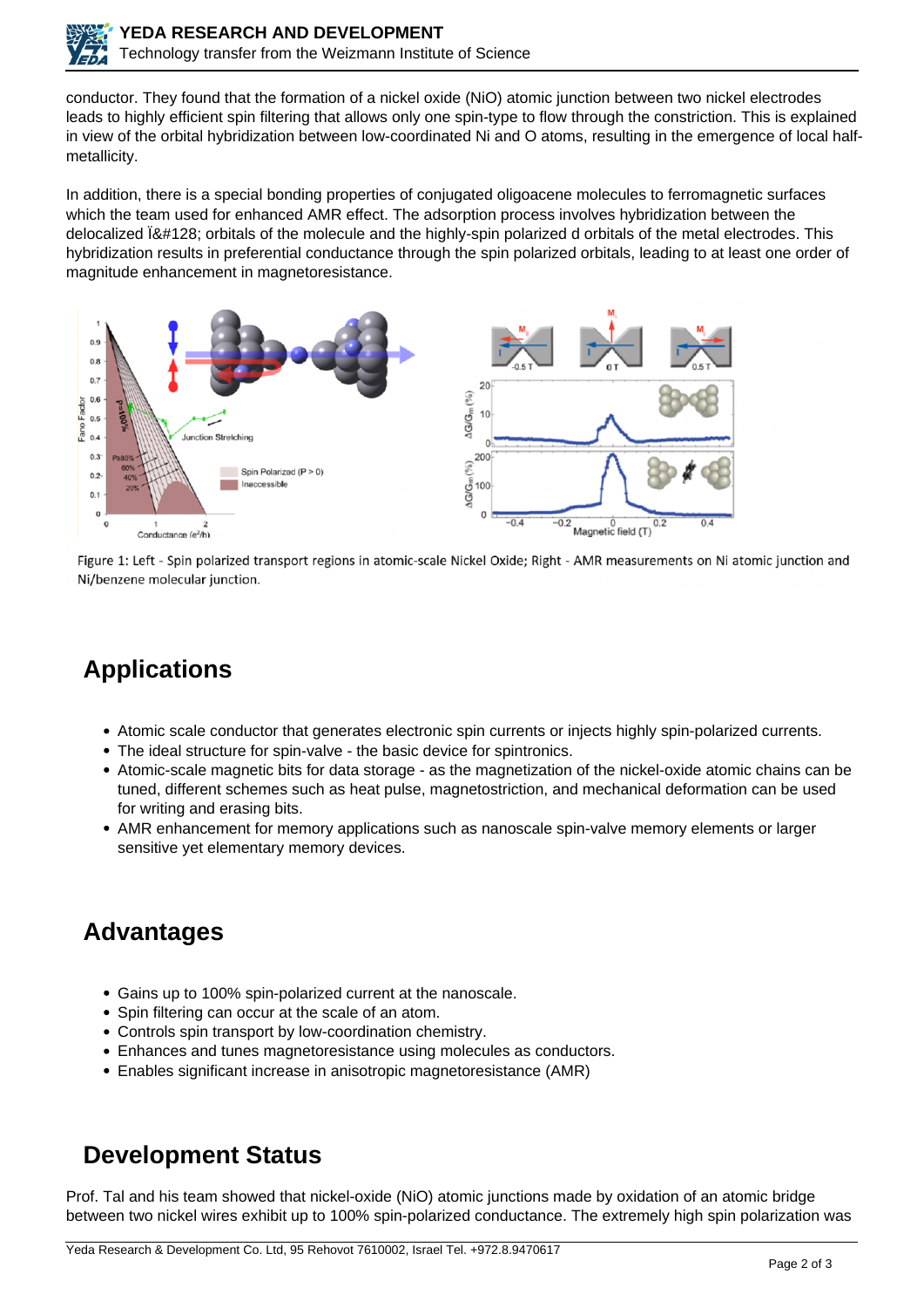conductor. They found that the formation of a nickel oxide (NiO) atomic junction between two nickel electrodes leads to highly efficient spin filtering that allows only one spin-type to flow through the constriction. This is explained in view of the orbital hybridization between low-coordinated Ni and O atoms, resulting in the emergence of local half-metallicity.

In addition, there is a special bonding properties of conjugated oligoacene molecules to ferromagnetic surfaces which the team used for enhanced AMR effect. The adsorption process involves hybridization between the delocalized Ï&#128; orbitals of the molecule and the highly-spin polarized d orbitals of the metal electrodes. This hybridization results in preferential conductance through the spin polarized orbitals, leading to at least one order of magnitude enhancement in magnetoresistance.

Figure 1: Left - Spin polarized transport regions in atomic-scale Nickel Oxide; Right - AMR measurements on Ni atomic junction and Ni/benzene molecular junction.

## Applications

- Atomic scale conductor that generates electronic spin currents or injects highly spin-polarized currents.
- The ideal structure for spin-valve - the basic device for spintronics.
- Atomic-scale magnetic bits for data storage - as the magnetization of the nickel-oxide atomic chains can be tuned, different schemes such as heat pulse, magnetostriction, and mechanical deformation can be used for writing and erasing bits.
- AMR enhancement for memory applications such as nanoscale spin-valve memory elements or larger sensitive yet elementary memory devices.

## Advantages

- Gains up to 100% spin-polarized current at the nanoscale.
- Spin filtering can occur at the scale of an atom.
- Controls spin transport by low-coordination chemistry.
- Enhances and tunes magnetoresistance using molecules as conductors.
- Enables significant increase in anisotropic magnetoresistance (AMR)

## Development Status

Prof. Tal and his team showed that nickel-oxide (NiO) atomic junctions made by oxidation of an atomic bridge between two nickel wires exhibit up to 100% spin-polarized conductance. The extremely high spin polarization was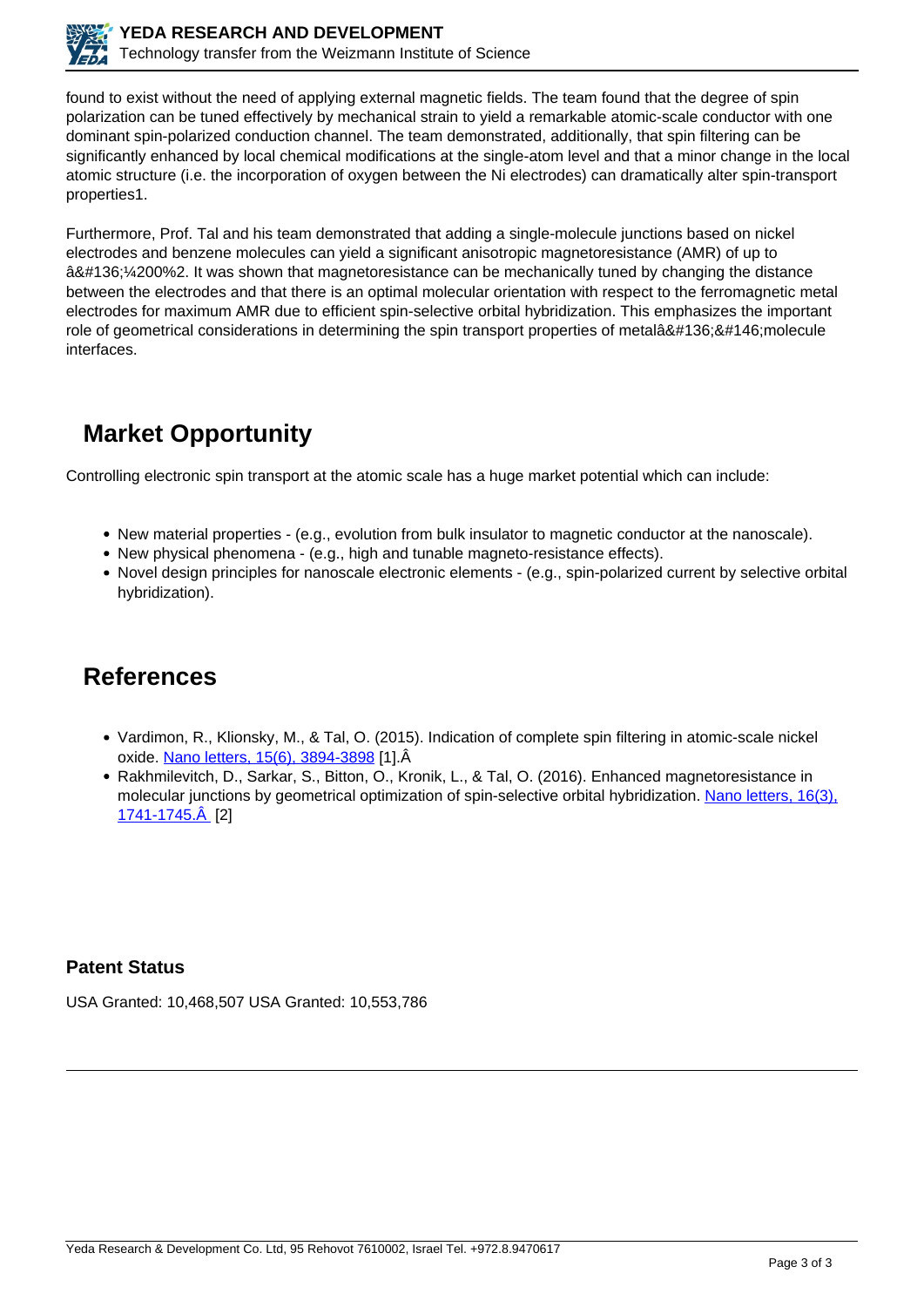found to exist without the need of applying external magnetic fields. The team found that the degree of spin polarization can be tuned effectively by mechanical strain to yield a remarkable atomic-scale conductor with one dominant spin-polarized conduction channel. The team demonstrated, additionally, that spin filtering can be significantly enhanced by local chemical modifications at the single-atom level and that a minor change in the local atomic structure (i.e. the incorporation of oxygen between the Ni electrodes) can dramatically alter spin-transport properties1.

Furthermore, Prof. Tal and his team demonstrated that adding a single-molecule junctions based on nickel electrodes and benzene molecules can yield a significant anisotropic magnetoresistance (AMR) of up to â&#136;¼200%2. It was shown that magnetoresistance can be mechanically tuned by changing the distance between the electrodes and that there is an optimal molecular orientation with respect to the ferromagnetic metal electrodes for maximum AMR due to efficient spin-selective orbital hybridization. This emphasizes the important role of geometrical considerations in determining the spin transport properties of metalâ&#136;&#146;molecule interfaces.

## Market Opportunity

Controlling electronic spin transport at the atomic scale has a huge market potential which can include:

- New material properties - (e.g., evolution from bulk insulator to magnetic conductor at the nanoscale).
- New physical phenomena - (e.g., high and tunable magneto-resistance effects).
- Novel design principles for nanoscale electronic elements - (e.g., spin-polarized current by selective orbital hybridization).

## References

- Vardimon, R., Klionsky, M., & Tal, O. (2015). Indication of complete spin filtering in atomic-scale nickel oxide. Nano letters, 15(6), 3894-3898 [1].Â
- Rakhmilevitch, D., Sarkar, S., Bitton, O., Kronik, L., & Tal, O. (2016). Enhanced magnetoresistance in molecular junctions by geometrical optimization of spin-selective orbital hybridization. Nano letters, 16(3), 1741-1745.Â  [2]

### Patent Status

USA Granted: 10,468,507 USA Granted: 10,553,786